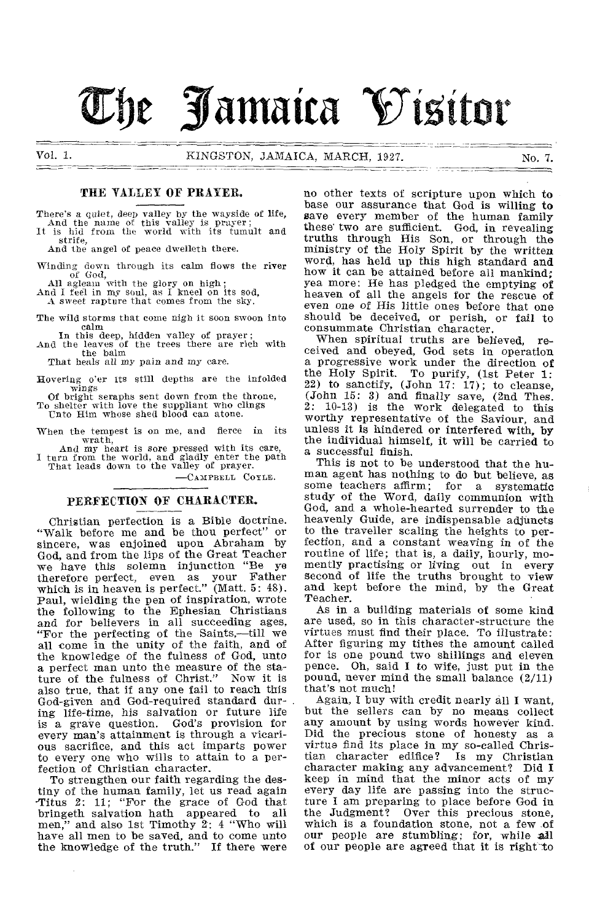# The Jamaica Visitor

Vol. 1. KINGSTON, JAMAICA, MARCH, 1927. No. 7.

## THE VALLEY OF PRAYER.

There's a quiet, deep valley by the wayside of life,
And the name of this valley is prayer;
It is hid from the world with its tumult and strife,
And the angel of peace dwelleth there.

Winding down through its calm flows the river of God,
All agleam with the glory on high;
And I feel in my soul, as I kneel on its sod,
A sweet rapture that comes from the sky.

The wild storms that come nigh it soon swoon into calm
In this deep, hidden valley of prayer;
And the leaves of the trees there are rich with the balm
That heals all my pain and my care.

Hovering o'er its still depths are the infolded wings
Of bright seraphs sent down from the throne,
To shelter with love the suppliant who clings
Unto Him whose shed blood can atone.

When the tempest is on me, and fierce in its wrath,
And my heart is sore pressed with its care,
I turn from the world, and gladly enter the path
That leads down to the valley of prayer.

—CAMPBELL COYLE.

## PERFECTION OF CHARACTER.

Christian perfection is a Bible doctrine. "Walk before me and be thou perfect" or sincere, was enjoined upon Abraham by God, and from the lips of the Great Teacher we have this solemn injunction "Be ye therefore perfect, even as your Father which is in heaven is perfect." (Matt. 5: 48). Paul, wielding the pen of inspiration, wrote the following to the Ephesian Christians and for believers in all succeeding ages, "For the perfecting of the Saints,—till we all come in the unity of the faith, and of the knowledge of the fulness of God, unto a perfect man unto the measure of the stature of the fulness of Christ." Now it is also true, that if any one fail to reach this God-given and God-required standard during life-time, his salvation or future life is a grave question. God's provision for every man's attainment is through a vicarious sacrifice, and this act imparts power to every one who wills to attain to a perfection of Christian character.

To strengthen our faith regarding the destiny of the human family, let us read again Titus 2: 11; "For the grace of God that bringeth salvation hath appeared to all men," and also 1st Timothy 2: 4 "Who will have all men to be saved, and to come unto the knowledge of the truth." If there were no other texts of scripture upon which to base our assurance that God is willing to save every member of the human family these two are sufficient. God, in revealing truths through His Son, or through the ministry of the Holy Spirit by the written word, has held up this high standard and how it can be attained before all mankind; yea more: He has pledged the emptying of heaven of all the angels for the rescue of even one of His little ones before that one should be deceived, or perish, or fail to consummate Christian character.

When spiritual truths are believed, received and obeyed, God sets in operation a progressive work under the direction of the Holy Spirit. To purify, (1st Peter 1: 22) to sanctify, (John 17: 17); to cleanse, (John 15: 3) and finally save, (2nd Thes. 2: 10-13) is the work delegated to this worthy representative of the Saviour, and unless it is hindered or interfered with, by the individual himself, it will be carried to a successful finish.

This is not to be understood that the human agent has nothing to do but believe, as some teachers affirm; for a systematic study of the Word, daily communion with God, and a whole-hearted surrender to the heavenly Guide, are indispensable adjuncts to the traveller scaling the heights to perfection, and a constant weaving in of the routine of life; that is, a daily, hourly, momently practising or living out in every second of life the truths brought to view and kept before the mind, by the Great Teacher.

As in a building materials of some kind are used, so in this character-structure the virtues must find their place. To illustrate: After figuring my tithes the amount called for is one pound two shillings and eleven pence. Oh, said I to wife, just put in the pound, never mind the small balance (2/11) that's not much!

Again, I buy with credit nearly all I want, but the sellers can by no means collect any amount by using words however kind. Did the precious stone of honesty as a virtue find its place in my so-called Christian character edifice? Is my Christian character making any advancement? Did I keep in mind that the minor acts of my every day life are passing into the structure I am preparing to place before God in the Judgment? Over this precious stone, which is a foundation stone, not a few of our people are stumbling; for, while all of our people are agreed that it is right to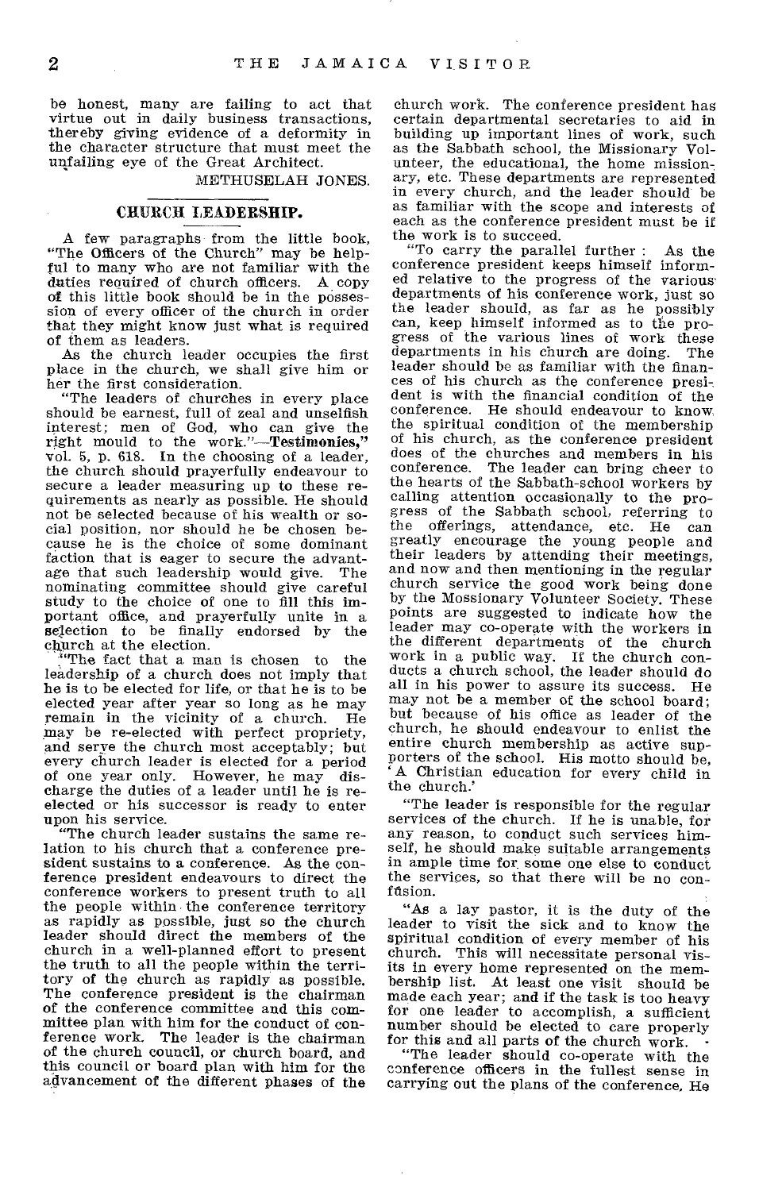be honest, many are failing to act that virtue out in daily business transactions, thereby giving evidence of a deformity in the character structure that must meet the unfailing eye of the Great Architect.

METHUSELAH JONES.

## CHURCH LEADERSHIP.

A few paragraphs from the little book, "The Officers of the Church" may be helpful to many who are not familiar with the duties required of church officers. A copy of this little book should be in the possession of every officer of the church in order that they might know just what is required of them as leaders.

As the church leader occupies the first place in the church, we shall give him or her the first consideration.

"The leaders of churches in every place should be earnest, full of zeal and unselfish interest; men of God, who can give the right mould to the work."—**Testimonies,"** vol. 5, p. 618. In the choosing of a leader, the church should prayerfully endeavour to secure a leader measuring up to these requirements as nearly as possible. He should not be selected because of his wealth or social position, nor should he be chosen because he is the choice of some dominant faction that is eager to secure the advantage that such leadership would give. The nominating committee should give careful study to the choice of one to fill this important office, and prayerfully unite in a selection to be finally endorsed by the church at the election.

"The fact that a man is chosen to the leadership of a church does not imply that he is to be elected for life, or that he is to be elected year after year so long as he may remain in the vicinity of a church. He may be re-elected with perfect propriety, and serve the church most acceptably; but every church leader is elected for a period of one year only. However, he may discharge the duties of a leader until he is re-elected or his successor is ready to enter upon his service.

"The church leader sustains the same relation to his church that a conference president sustains to a conference. As the conference president endeavours to direct the conference workers to present truth to all the people within the conference territory as rapidly as possible, just so the church leader should direct the members of the church in a well-planned effort to present the truth to all the people within the territory of the church as rapidly as possible. The conference president is the chairman of the conference committee and this committee plan with him for the conduct of conference work. The leader is the chairman of the church council, or church board, and this council or board plan with him for the advancement of the different phases of the church work. The conference president has certain departmental secretaries to aid in building up important lines of work, such as the Sabbath school, the Missionary Volunteer, the educational, the home missionary, etc. These departments are represented in every church, and the leader should be as familiar with the scope and interests of each as the conference president must be if the work is to succeed.

"To carry the parallel further: As the conference president keeps himself informed relative to the progress of the various departments of his conference work, just so the leader should, as far as he possibly can, keep himself informed as to the progress of the various lines of work these departments in his church are doing. The leader should be as familiar with the finances of his church as the conference president is with the financial condition of the conference. He should endeavour to know the spiritual condition of the membership of his church, as the conference president does of the churches and members in his conference. The leader can bring cheer to the hearts of the Sabbath-school workers by calling attention occasionally to the progress of the Sabbath school, referring to the offerings, attendance, etc. He can greatly encourage the young people and their leaders by attending their meetings, and now and then mentioning in the regular church service the good work being done by the Mossionary Volunteer Society. These points are suggested to indicate how the leader may co-operate with the workers in the different departments of the church work in a public way. If the church conducts a church school, the leader should do all in his power to assure its success. He may not be a member of the school board; but because of his office as leader of the church, he should endeavour to enlist the entire church membership as active supporters of the school. His motto should be, 'A Christian education for every child in the church.'

"The leader is responsible for the regular services of the church. If he is unable, for any reason, to conduct such services himself, he should make suitable arrangements in ample time for some one else to conduct the services, so that there will be no confusion.

"As a lay pastor, it is the duty of the leader to visit the sick and to know the spiritual condition of every member of his church. This will necessitate personal visits in every home represented on the membership list. At least one visit should be made each year; and if the task is too heavy for one leader to accomplish, a sufficient number should be elected to care properly for this and all parts of the church work.

"The leader should co-operate with the conference officers in the fullest sense in carrying out the plans of the conference. He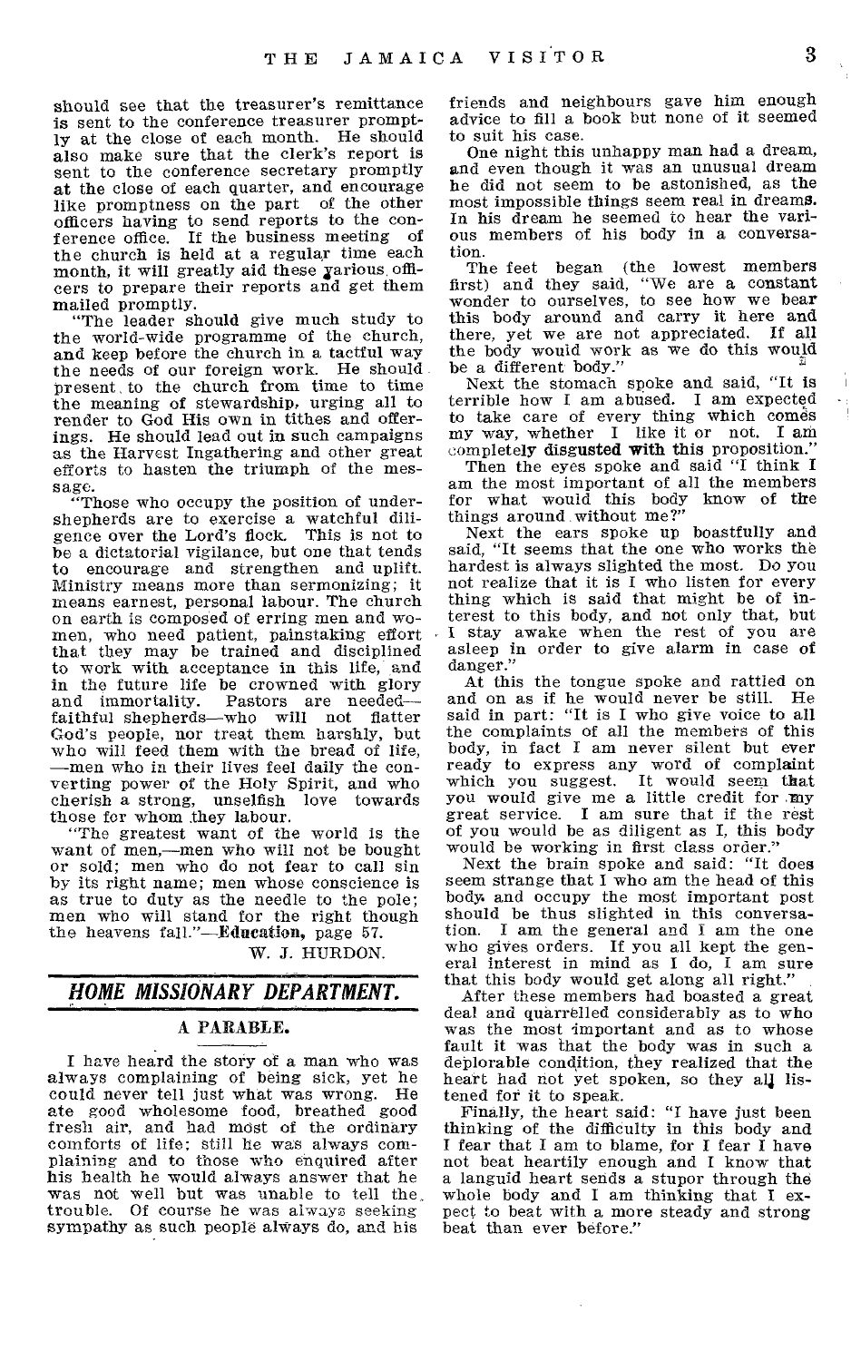should see that the treasurer's remittance is sent to the conference treasurer promptly at the close of each month. He should also make sure that the clerk's report is sent to the conference secretary promptly at the close of each quarter, and encourage like promptness on the part of the other officers having to send reports to the conference office. If the business meeting of the church is held at a regular time each month, it will greatly aid these various officers to prepare their reports and get them mailed promptly.

"The leader should give much study to the world-wide programme of the church, and keep before the church in a tactful way the needs of our foreign work. He should present to the church from time to time the meaning of stewardship, urging all to render to God His own in tithes and offerings. He should lead out in such campaigns as the Harvest Ingathering and other great efforts to hasten the triumph of the message.

"Those who occupy the position of undershepherds are to exercise a watchful diligence over the Lord's flock. This is not to be a dictatorial vigilance, but one that tends to encourage and strengthen and uplift. Ministry means more than sermonizing; it means earnest, personal labour. The church on earth is composed of erring men and women, who need patient, painstaking effort that they may be trained and disciplined to work with acceptance in this life, and in the future life be crowned with glory and immortality. Pastors are needed—faithful shepherds—who will not flatter God's people, nor treat them harshly, but who will feed them with the bread of life, —men who in their lives feel daily the converting power of the Holy Spirit, and who cherish a strong, unselfish love towards those for whom they labour.

"The greatest want of the world is the want of men,—men who will not be bought or sold; men who do not fear to call sin by its right name; men whose conscience is as true to duty as the needle to the pole; men who will stand for the right though the heavens fall."—**Education,** page 57.

W. J. HURDON.

## *HOME MISSIONARY DEPARTMENT.*

### A PARABLE.

I have heard the story of a man who was always complaining of being sick, yet he could never tell just what was wrong. He ate good wholesome food, breathed good fresh air, and had most of the ordinary comforts of life; still he was always complaining and to those who enquired after his health he would always answer that he was not well but was unable to tell the trouble. Of course he was always seeking sympathy as such people always do, and his friends and neighbours gave him enough advice to fill a book but none of it seemed to suit his case.

One night this unhappy man had a dream, and even though it was an unusual dream he did not seem to be astonished, as the most impossible things seem real in dreams. In his dream he seemed to hear the various members of his body in a conversation.

The feet began (the lowest members first) and they said, "We are a constant wonder to ourselves, to see how we bear this body around and carry it here and there, yet we are not appreciated. If all the body would work as we do this would be a different body."

Next the stomach spoke and said, "It is terrible how I am abused. I am expected to take care of every thing which comes my way, whether I like it or not. I am completely **disgusted with this** proposition."

Then the eyes spoke and said "I think I am the most important of all the members for what would this body know of the things around without me?"

Next the ears spoke up boastfully and said, "It seems that the one who works the hardest is always slighted the most. Do you not realize that it is I who listen for every thing which is said that might be of interest to this body, and not only that, but I stay awake when the rest of you are asleep in order to give alarm in case of danger."

At this the tongue spoke and rattled on and on as if he would never be still. He said in part: "It is I who give voice to all the complaints of all the members of this body, in fact I am never silent but ever ready to express any word of complaint which you suggest. It would seem that you would give me a little credit for my great service. I am sure that if the rest of you would be as diligent as I, this body would be working in first class order."

Next the brain spoke and said: "It does seem strange that I who am the head of this body and occupy the most important post should be thus slighted in this conversation. I am the general and I am the one who gives orders. If you all kept the general interest in mind as I do, I am sure that this body would get along all right."

After these members had boasted a great deal and quarrelled considerably as to who was the most important and as to whose fault it was that the body was in such a deplorable condition, they realized that the heart had not yet spoken, so they all listened for it to speak.

Finally, the heart said: "I have just been thinking of the difficulty in this body and I fear that I am to blame, for I fear I have not beat heartily enough and I know that a languid heart sends a stupor through the whole body and I am thinking that I expect to beat with a more steady and strong beat than ever before."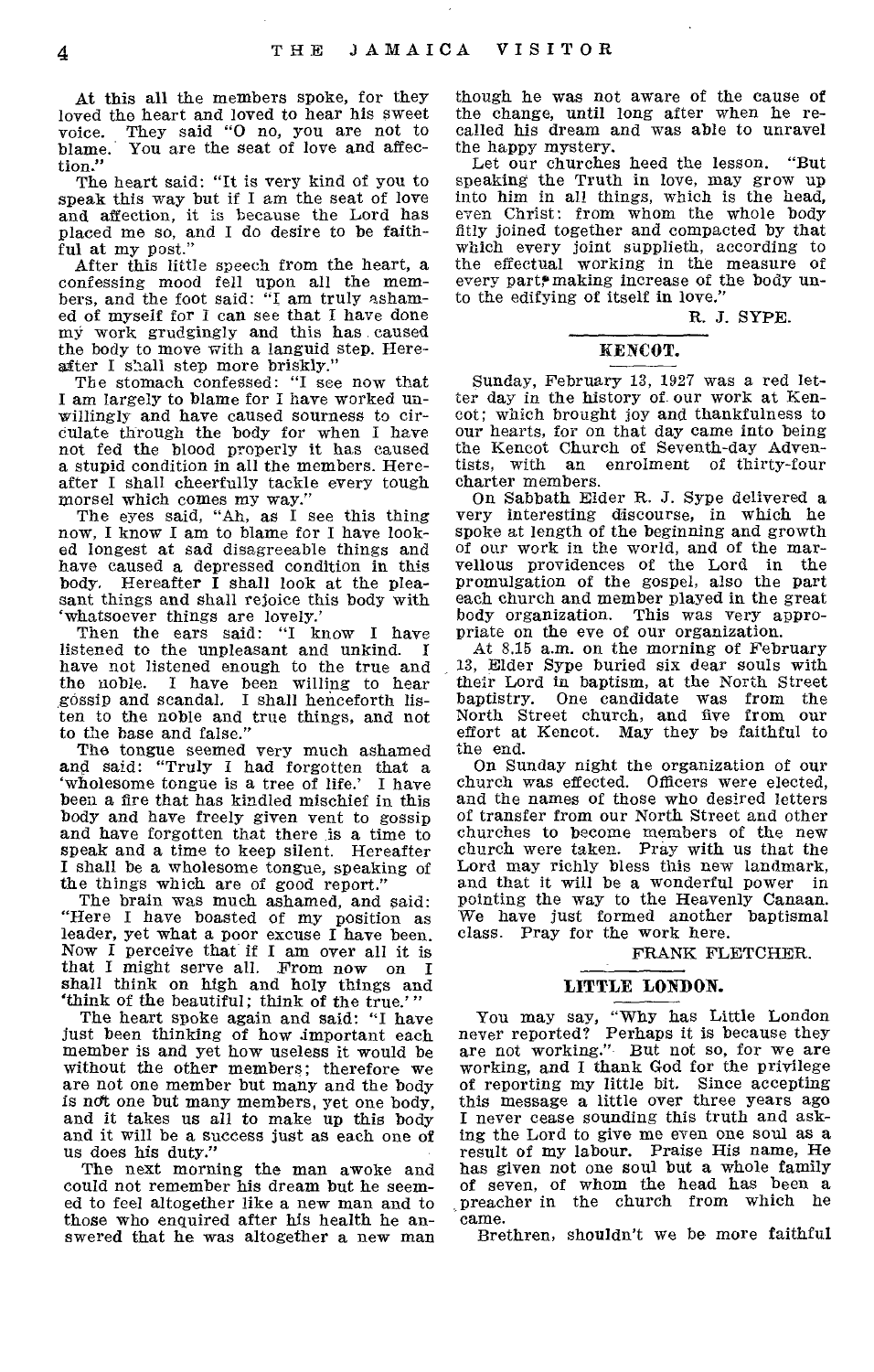At this all the members spoke, for they loved the heart and loved to hear his sweet voice. They said "O no, you are not to blame. You are the seat of love and affection."

The heart said: "It is very kind of you to speak this way but if I am the seat of love and affection, it is because the Lord has placed me so, and I do desire to be faithful at my post."

After this little speech from the heart, a confessing mood fell upon all the members, and the foot said: "I am truly ashamed of myself for I can see that I have done my work grudgingly and this has caused the body to move with a languid step. Hereafter I shall step more briskly."

The stomach confessed: "I see now that I am largely to blame for I have worked unwillingly and have caused sourness to circulate through the body for when I have not fed the blood properly it has caused a stupid condition in all the members. Hereafter I shall cheerfully tackle every tough morsel which comes my way."

The eyes said, "Ah, as I see this thing now, I know I am to blame for I have looked longest at sad disagreeable things and have caused a depressed condition in this body. Hereafter I shall look at the pleasant things and shall rejoice this body with 'whatsoever things are lovely.'

Then the ears said: "I know I have listened to the unpleasant and unkind. I have not listened enough to the true and the noble. I have been willing to hear gossip and scandal. I shall henceforth listen to the noble and true things, and not to the base and false."

The tongue seemed very much ashamed and said: "Truly I had forgotten that a 'wholesome tongue is a tree of life.' I have been a fire that has kindled mischief in this body and have freely given vent to gossip and have forgotten that there is a time to speak and a time to keep silent. Hereafter I shall be a wholesome tongue, speaking of the things which are of good report."

The brain was much ashamed, and said: "Here I have boasted of my position as leader, yet what a poor excuse I have been. Now I perceive that if I am over all it is that I might serve all. From now on I shall think on high and holy things and 'think of the beautiful; think of the true.'"

The heart spoke again and said: "I have just been thinking of how important each member is and yet how useless it would be without the other members; therefore we are not one member but many and the body is not one but many members, yet one body, and it takes us all to make up this body and it will be a success just as each one of us does his duty."

The next morning the man awoke and could not remember his dream but he seemed to feel altogether like a new man and to those who enquired after his health he answered that he was altogether a new man though he was not aware of the cause of the change, until long after when he recalled his dream and was able to unravel the happy mystery.

Let our churches heed the lesson. "But speaking the Truth in love, may grow up into him in all things, which is the head, even Christ: from whom the whole body fitly joined together and compacted by that which every joint supplieth, according to the effectual working in the measure of every part, making increase of the body unto the edifying of itself in love."

R. J. SYPE.

## KENCOT.

Sunday, February 13, 1927 was a red letter day in the history of our work at Kencot; which brought joy and thankfulness to our hearts, for on that day came into being the Kencot Church of Seventh-day Adventists, with an enrolment of thirty-four charter members.

On Sabbath Elder R. J. Sype delivered a very interesting discourse, in which he spoke at length of the beginning and growth of our work in the world, and of the marvellous providences of the Lord in the promulgation of the gospel, also the part each church and member played in the great body organization. This was very appropriate on the eve of our organization.

At 8.15 a.m. on the morning of February 13, Elder Sype buried six dear souls with their Lord in baptism, at the North Street baptistry. One candidate was from the North Street church, and five from our effort at Kencot. May they be faithful to the end.

On Sunday night the organization of our church was effected. Officers were elected, and the names of those who desired letters of transfer from our North Street and other churches to become members of the new church were taken. Pray with us that the Lord may richly bless this new landmark, and that it will be a wonderful power in pointing the way to the Heavenly Canaan. We have just formed another baptismal class. Pray for the work here.

FRANK FLETCHER.

## LITTLE LONDON.

You may say, "Why has Little London never reported? Perhaps it is because they are not working." But not so, for we are working, and I thank God for the privilege of reporting my little bit. Since accepting this message a little over three years ago I never cease sounding this truth and asking the Lord to give me even one soul as a result of my labour. Praise His name, He has given not one soul but a whole family of seven, of whom the head has been a preacher in the church from which he came.

Brethren, shouldn't we be more faithful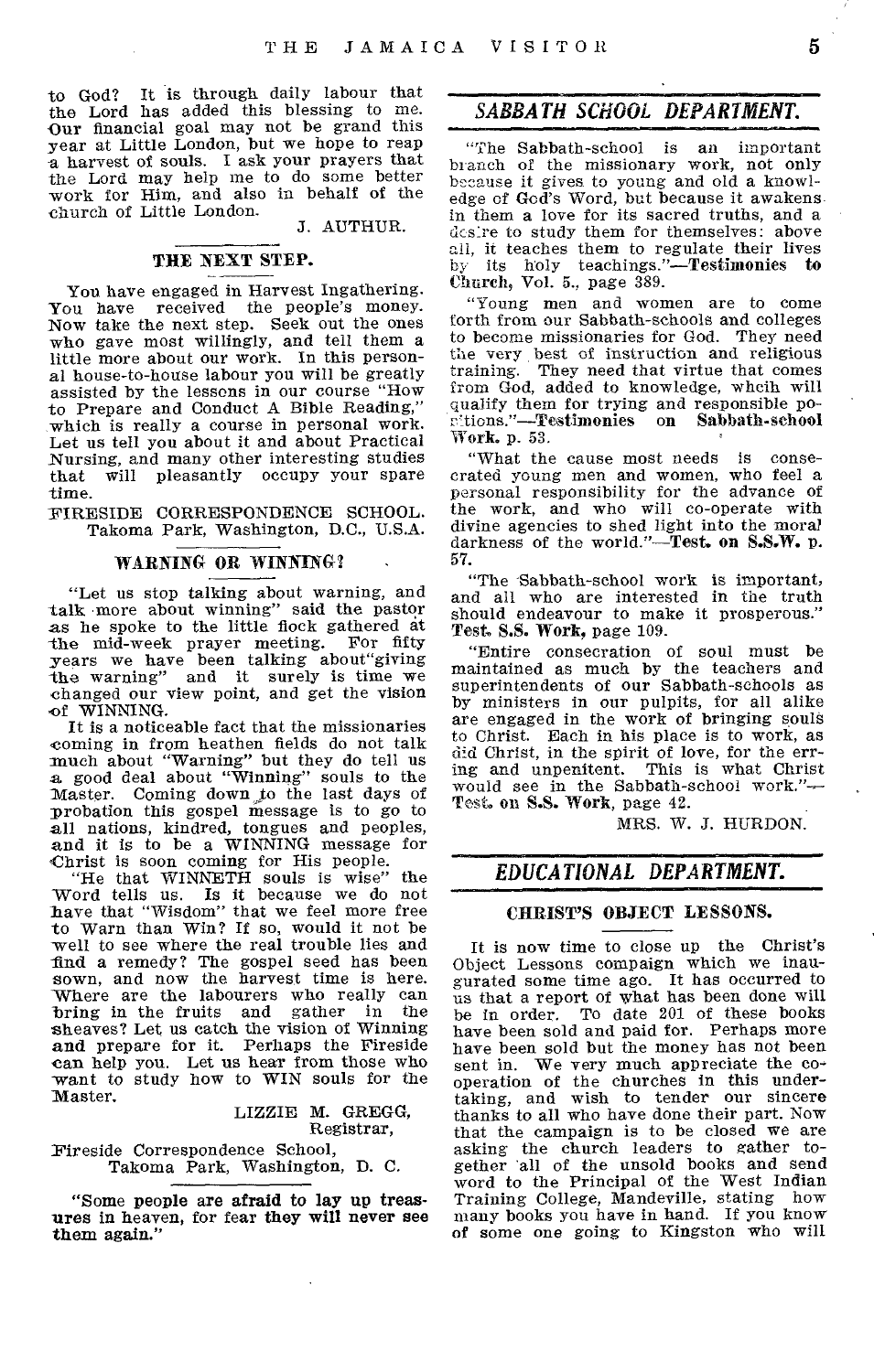to God? It is through daily labour that the Lord has added this blessing to me. Our financial goal may not be grand this year at Little London, but we hope to reap a harvest of souls. I ask your prayers that the Lord may help me to do some better work for Him, and also in behalf of the church of Little London.

J. AUTHUR.

### THE NEXT STEP.

You have engaged in Harvest Ingathering. You have received the people's money. Now take the next step. Seek out the ones who gave most willingly, and tell them a little more about our work. In this personal house-to-house labour you will be greatly assisted by the lessons in our course "How to Prepare and Conduct A Bible Reading," which is really a course in personal work. Let us tell you about it and about Practical Nursing, and many other interesting studies that will pleasantly occupy your spare time.

FIRESIDE CORRESPONDENCE SCHOOL.
Takoma Park, Washington, D.C., U.S.A.

### WARNING OR WINNING?

"Let us stop talking about warning, and talk more about winning" said the pastor as he spoke to the little flock gathered at the mid-week prayer meeting. For fifty years we have been talking about"giving the warning" and it surely is time we changed our view point, and get the vision of WINNING.

It is a noticeable fact that the missionaries coming in from heathen fields do not talk much about "Warning" but they do tell us a good deal about "Winning" souls to the Master. Coming down to the last days of probation this gospel message is to go to all nations, kindred, tongues and peoples, and it is to be a WINNING message for Christ is soon coming for His people.

"He that WINNETH souls is wise" the Word tells us. Is it because we do not have that "Wisdom" that we feel more free to Warn than Win? If so, would it not be well to see where the real trouble lies and find a remedy? The gospel seed has been sown, and now the harvest time is here. Where are the labourers who really can bring in the fruits and gather in the sheaves? Let us catch the vision of Winning and prepare for it. Perhaps the Fireside can help you. Let us hear from those who want to study how to WIN souls for the Master.

LIZZIE M. GREGG,
Registrar,

Fireside Correspondence School,
Takoma Park, Washington, D. C.

**"Some people are afraid to lay up treasures in heaven, for fear they will never see them again."**

## *SABBATH SCHOOL DEPARTMENT.*

"The Sabbath-school is an important branch of the missionary work, not only because it gives to young and old a knowledge of God's Word, but because it awakens in them a love for its sacred truths, and a desire to study them for themselves: above all, it teaches them to regulate their lives by its holy teachings."—**Testimonies to Church,** Vol. 5., page 389.

"Young men and women are to come forth from our Sabbath-schools and colleges to become missionaries for God. They need the very best of instruction and religious training. They need that virtue that comes from God, added to knowledge, wheih will qualify them for trying and responsible positions."—**Testimonies on Sabbath-school Work.** p. 53.

"What the cause most needs is consecrated young men and women, who feel a personal responsibility for the advance of the work, and who will co-operate with divine agencies to shed light into the moral darkness of the world."—**Test. on S.S.W.** p. 57.

"The Sabbath-school work is important, and all who are interested in the truth should endeavour to make it prosperous." **Test. S.S. Work,** page 109.

"Entire consecration of soul must be maintained as much by the teachers and superintendents of our Sabbath-schools as by ministers in our pulpits, for all alike are engaged in the work of bringing souls to Christ. Each in his place is to work, as did Christ, in the spirit of love, for the erring and unpenitent. This is what Christ would see in the Sabbath-school work."—**Test. on S.S. Work,** page 42.

MRS. W. J. HURDON.

## *EDUCATIONAL DEPARTMENT.*

### CHRIST'S OBJECT LESSONS.

It is now time to close up the Christ's Object Lessons compaign which we inaugurated some time ago. It has occurred to us that a report of what has been done will be in order. To date 201 of these books have been sold and paid for. Perhaps more have been sold but the money has not been sent in. We very much appreciate the co-operation of the churches in this undertaking, and wish to tender our sincere thanks to all who have done their part. Now that the campaign is to be closed we are asking the church leaders to gather together all of the unsold books and send word to the Principal of the West Indian Training College, Mandeville, stating how many books you have in hand. If you know of some one going to Kingston who will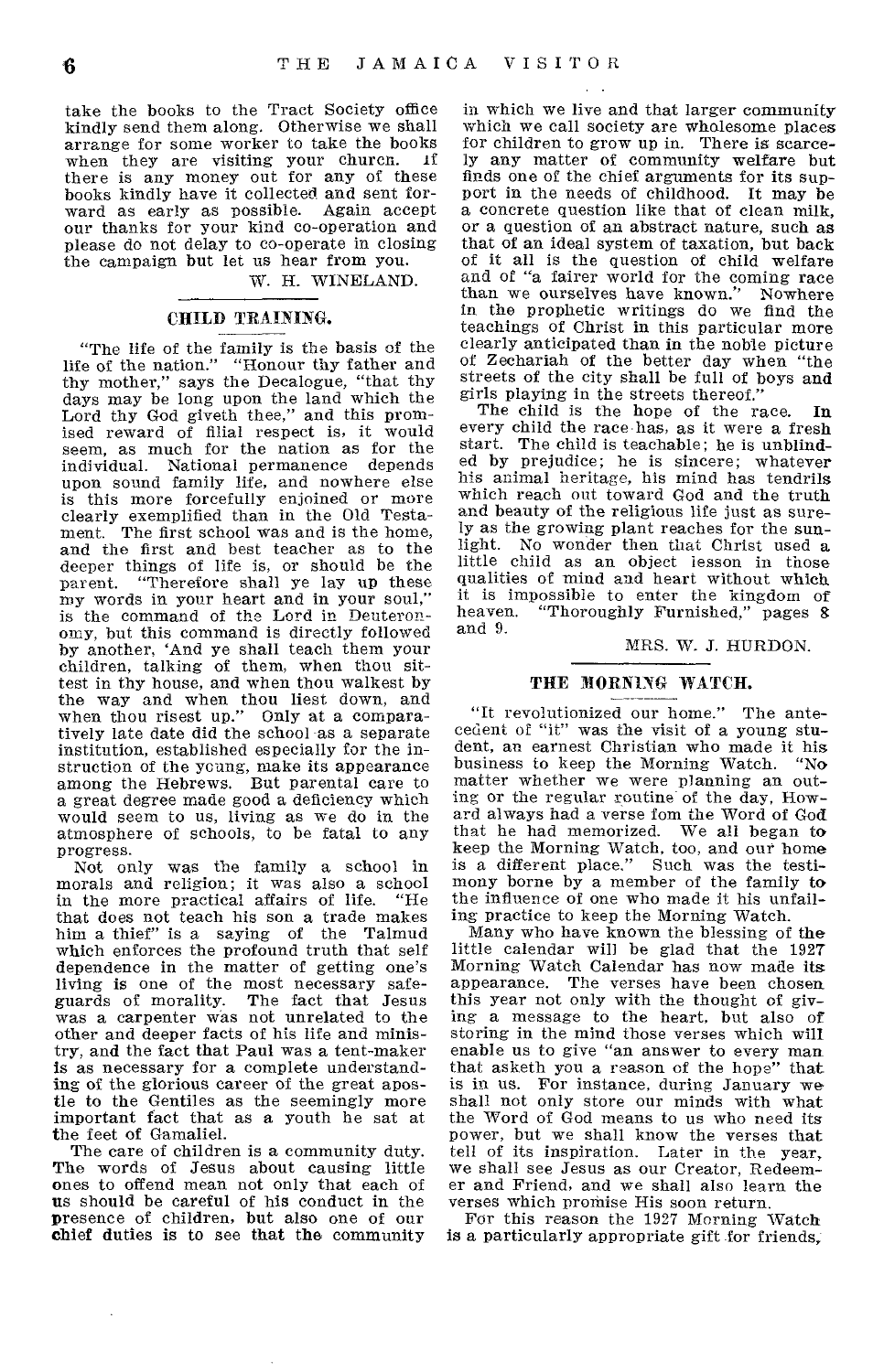take the books to the Tract Society office kindly send them along. Otherwise we shall arrange for some worker to take the books when they are visiting your church. If there is any money out for any of these books kindly have it collected and sent forward as early as possible. Again accept our thanks for your kind co-operation and please do not delay to co-operate in closing the campaign but let us hear from you.

W. H. WINELAND.

## CHILD TRAINING.

"The life of the family is the basis of the life of the nation." "Honour thy father and thy mother," says the Decalogue, "that thy days may be long upon the land which the Lord thy God giveth thee," and this promised reward of filial respect is, it would seem, as much for the nation as for the individual. National permanence depends upon sound family life, and nowhere else is this more forcefully enjoined or more clearly exemplified than in the Old Testament. The first school was and is the home, and the first and best teacher as to the deeper things of life is, or should be the parent. "Therefore shall ye lay up these my words in your heart and in your soul," is the command of the Lord in Deuteronomy, but this command is directly followed by another, 'And ye shall teach them your children, talking of them, when thou sittest in thy house, and when thou walkest by the way and when thou liest down, and when thou risest up." Only at a comparatively late date did the school as a separate institution, established especially for the instruction of the young, make its appearance among the Hebrews. But parental care to a great degree made good a deficiency which would seem to us, living as we do in the atmosphere of schools, to be fatal to any progress.

Not only was the family a school in morals and religion; it was also a school in the more practical affairs of life. "He that does not teach his son a trade makes him a thief" is a saying of the Talmud which enforces the profound truth that self dependence in the matter of getting one's living is one of the most necessary safeguards of morality. The fact that Jesus was a carpenter was not unrelated to the other and deeper facts of his life and ministry, and the fact that Paul was a tent-maker is as necessary for a complete understanding of the glorious career of the great apostle to the Gentiles as the seemingly more important fact that as a youth he sat at the feet of Gamaliel.

The care of children is a community duty. The words of Jesus about causing little ones to offend mean not only that each of us should be careful of his conduct in the presence of children, but also one of our chief duties is to see that the community in which we live and that larger community which we call society are wholesome places for children to grow up in. There is scarcely any matter of community welfare but finds one of the chief arguments for its support in the needs of childhood. It may be a concrete question like that of clean milk, or a question of an abstract nature, such as that of an ideal system of taxation, but back of it all is the question of child welfare and of "a fairer world for the coming race than we ourselves have known." Nowhere in the prophetic writings do we find the teachings of Christ in this particular more clearly anticipated than in the noble picture of Zechariah of the better day when "the streets of the city shall be full of boys and girls playing in the streets thereof."

The child is the hope of the race. In every child the race has, as it were a fresh start. The child is teachable; he is unblinded by prejudice; he is sincere; whatever his animal heritage, his mind has tendrils which reach out toward God and the truth and beauty of the religious life just as surely as the growing plant reaches for the sunlight. No wonder then that Christ used a little child as an object lesson in those qualities of mind and heart without which it is impossible to enter the kingdom of heaven. "Thoroughly Furnished," pages 8 and 9.

MRS. W. J. HURDON.

## THE MORNING WATCH.

"It revolutionized our home." The antecedent of "it" was the visit of a young student, an earnest Christian who made it his business to keep the Morning Watch. "No matter whether we were planning an outing or the regular routine of the day, Howard always had a verse fom the Word of God that he had memorized. We all began to keep the Morning Watch, too, and our home is a different place." Such was the testimony borne by a member of the family to the influence of one who made it his unfailing practice to keep the Morning Watch.

Many who have known the blessing of the little calendar will be glad that the 1927 Morning Watch Calendar has now made its appearance. The verses have been chosen this year not only with the thought of giving a message to the heart, but also of storing in the mind those verses which will enable us to give "an answer to every man that asketh you a reason of the hope" that is in us. For instance, during January we shall not only store our minds with what the Word of God means to us who need its power, but we shall know the verses that tell of its inspiration. Later in the year, we shall see Jesus as our Creator, Redeemer and Friend, and we shall also learn the verses which promise His soon return.

For this reason the 1927 Morning Watch is a particularly appropriate gift for friends,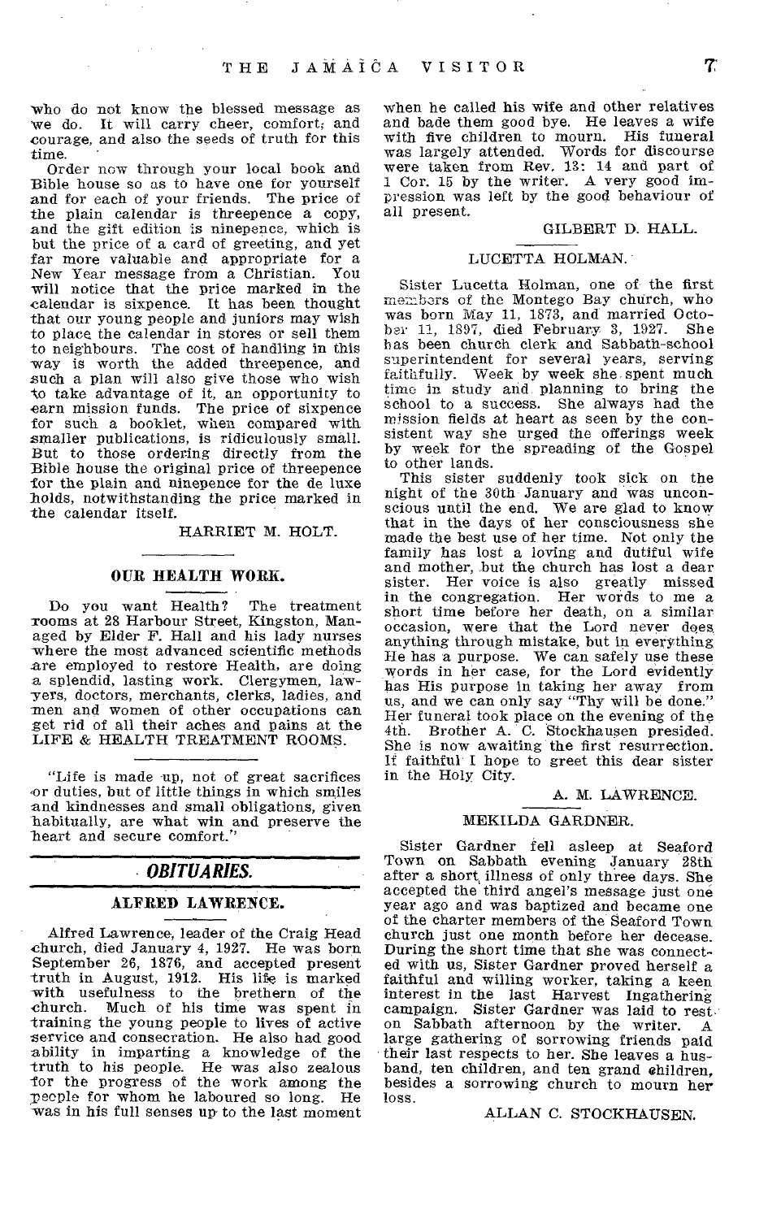who do not know the blessed message as we do. It will carry cheer, comfort, and courage, and also the seeds of truth for this time.

Order now through your local book and Bible house so as to have one for yourself and for each of your friends. The price of the plain calendar is threepence a copy, and the gift edition is ninepence, which is but the price of a card of greeting, and yet far more valuable and appropriate for a New Year message from a Christian. You will notice that the price marked in the calendar is sixpence. It has been thought that our young people and juniors may wish to place the calendar in stores or sell them to neighbours. The cost of handling in this way is worth the added threepence, and such a plan will also give those who wish to take advantage of it, an opportunity to earn mission funds. The price of sixpence for such a booklet, when compared with smaller publications, is ridiculously small. But to those ordering directly from the Bible house the original price of threepence for the plain and ninepence for the de luxe holds, notwithstanding the price marked in the calendar itself.

HARRIET M. HOLT.

## OUR HEALTH WORK.

Do you want Health? The treatment rooms at 28 Harbour Street, Kingston, Managed by Elder F. Hall and his lady nurses where the most advanced scientific methods are employed to restore Health, are doing a splendid, lasting work. Clergymen, lawyers, doctors, merchants, clerks, ladies, and men and women of other occupations can get rid of all their aches and pains at the LIFE & HEALTH TREATMENT ROOMS.

"Life is made up, not of great sacrifices or duties, but of little things in which smiles and kindnesses and small obligations, given habitually, are what win and preserve the heart and secure comfort."

## *OBITUARIES.*

### ALFRED LAWRENCE.

Alfred Lawrence, leader of the Craig Head church, died January 4, 1927. He was born September 26, 1876, and accepted present truth in August, 1912. His life is marked with usefulness to the brethern of the church. Much of his time was spent in training the young people to lives of active service and consecration. He also had good ability in imparting a knowledge of the truth to his people. He was also zealous for the progress of the work among the people for whom he laboured so long. He was in his full senses up to the last moment when he called his wife and other relatives and bade them good bye. He leaves a wife with five children to mourn. His funeral was largely attended. Words for discourse were taken from Rev. 13: 14 and part of 1 Cor. 15 by the writer. A very good impression was left by the good behaviour of all present.

GILBERT D. HALL.

### LUCETTA HOLMAN.

Sister Lucetta Holman, one of the first members of the Montego Bay church, who was born May 11, 1873, and married October 11, 1897, died February 3, 1927. She has been church clerk and Sabbath-school superintendent for several years, serving faithfully. Week by week she spent much time in study and planning to bring the school to a success. She always had the mission fields at heart as seen by the consistent way she urged the offerings week by week for the spreading of the Gospel to other lands.

This sister suddenly took sick on the night of the 30th January and was unconscious until the end. We are glad to know that in the days of her consciousness she made the best use of her time. Not only the family has lost a loving and dutiful wife and mother, but the church has lost a dear sister. Her voice is also greatly missed in the congregation. Her words to me a short time before her death, on a similar occasion, were that the Lord never does anything through mistake, but in everything He has a purpose. We can safely use these words in her case, for the Lord evidently has His purpose in taking her away from us, and we can only say "Thy will be done." Her funeral took place on the evening of the 4th. Brother A. C. Stockhausen presided. She is now awaiting the first resurrection. If faithful I hope to greet this dear sister in the Holy City.

A. M. LAWRENCE.

### MEKILDA GARDNER.

Sister Gardner fell asleep at Seaford Town on Sabbath evening January 28th after a short illness of only three days. She accepted the third angel's message just one year ago and was baptized and became one of the charter members of the Seaford Town church just one month before her decease. During the short time that she was connected with us, Sister Gardner proved herself a faithful and willing worker, taking a keen interest in the last Harvest Ingathering campaign. Sister Gardner was laid to rest on Sabbath afternoon by the writer. A large gathering of sorrowing friends paid their last respects to her. She leaves a husband, ten children, and ten grand children, besides a sorrowing church to mourn her loss.

ALLAN C. STOCKHAUSEN.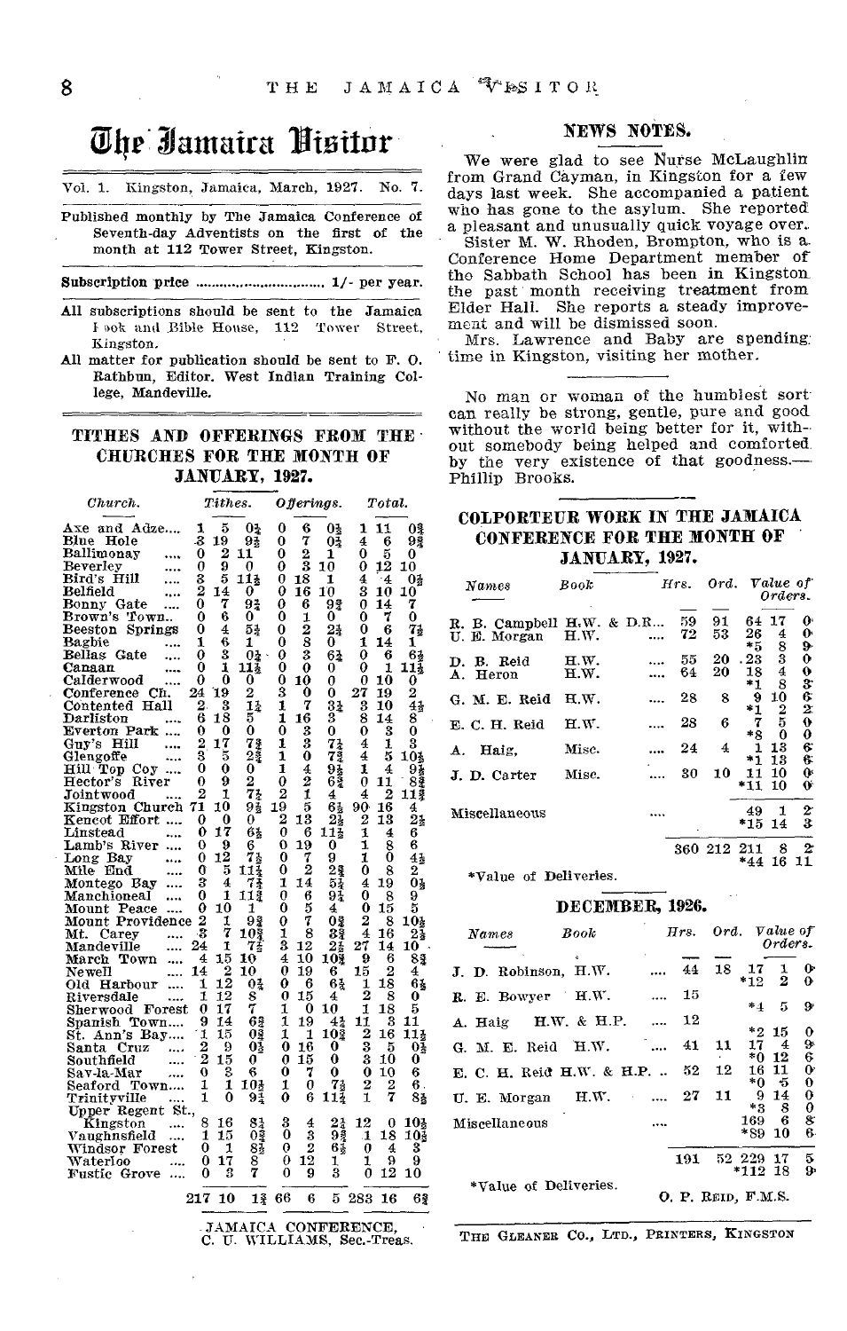# The Jamaica Visitor

Vol. 1. Kingston, Jamaica, March, 1927. No. 7.

Published monthly by The Jamaica Conference of Seventh-day Adventists on the first of the month at 112 Tower Street, Kingston.

**Subscription price** .............................. 1/- per year.

All subscriptions should be sent to the Jamaica Book and Bible House, 112 Tower Street, Kingston.

All matter for publication should be sent to F. O. Rathbun, Editor. West Indian Training College, Mandeville.

## TITHES AND OFFERINGS FROM THE CHURCHES FOR THE MONTH OF JANUARY, 1927.

| *Church.* | *Tithes.* | | | *Offerings.* | | | *Total.* | | |
|---|---|---|---|---|---|---|---|---|---|
| Axe and Adze.... | 1 | 5 | 0½ | 0 | 6 | 0½ | 1 | 11 | 0¾ |
| Blue Hole | 3 | 19 | 9½ | 0 | 7 | 0¼ | 4 | 6 | 9¾ |
| Ballimonay .... | 0 | 2 | 11 | 0 | 2 | 1 | 0 | 5 | 0 |
| Beverley .... | 0 | 9 | 0 | 0 | 3 | 10 | 0 | 12 | 10 |
| Bird's Hill .... | 3 | 5 | 11½ | 0 | 18 | 1 | 4 | 4 | 0½ |
| Belfield .... | 2 | 14 | 0 | 0 | 16 | 10 | 3 | 10 | 10 |
| Bonny Gate .... | 0 | 7 | 9¼ | 0 | 6 | 9¾ | 0 | 14 | 7 |
| Brown's Town.. | 0 | 6 | 0 | 0 | 1 | 0 | 0 | 7 | 0 |
| Beeston Springs | 0 | 4 | 5½ | 0 | 2 | 2¼ | 0 | 6 | 7¾ |
| Bagbie .... | 1 | 6 | 1 | 0 | 8 | 0 | 1 | 14 | 1 |
| Bellas Gate .... | 0 | 3 | 0½ | 0 | 3 | 6½ | 0 | 6 | 6½ |
| Canaan .... | 0 | 1 | 11¾ | 0 | 0 | 0 | 0 | 1 | 11¾ |
| Calderwood .... | 0 | 0 | 0 | 0 | 10 | 0 | 0 | 10 | 0 |
| Conference Ch. | 24 | 19 | 2 | 3 | 0 | 0 | 27 | 19 | 2 |
| Contented Hall | 2 | 3 | 1½ | 1 | 7 | 3½ | 3 | 10 | 4½ |
| Darliston .... | 6 | 18 | 5 | 1 | 16 | 3 | 8 | 14 | 8 |
| Everton Park .... | 0 | 0 | 0 | 0 | 3 | 0 | 0 | 3 | 0 |
| Guy's Hill .... | 2 | 17 | 7¾ | 1 | 3 | 7¼ | 4 | 1 | 3 |
| Glengoffe .... | 3 | 5 | 2¾ | 1 | 0 | 7¾ | 4 | 5 | 10½ |
| Hill Top Coy .... | 0 | 0 | 0 | 1 | 4 | 9¾ | 1 | 4 | 9¾ |
| Hector's River | 0 | 9 | 2 | 0 | 2 | 6¾ | 0 | 11 | 8¾ |
| Jointwood .... | 2 | 1 | 7½ | 2 | 1 | 4 | 4 | 2 | 11¾ |
| Kingston Church | 71 | 10 | 9½ | 19 | 5 | 6½ | 90 | 16 | 4 |
| Kencot Effort .... | 0 | 0 | 0 | 2 | 13 | 2½ | 2 | 13 | 2½ |
| Linstead .... | 0 | 17 | 6½ | 0 | 6 | 11½ | 1 | 4 | 6 |
| Lamb's River .... | 0 | 9 | 6 | 0 | 19 | 0 | 1 | 8 | 6 |
| Long Bay .... | 0 | 12 | 7½ | 0 | 7 | 9 | 1 | 0 | 4½ |
| Mile End .... | 0 | 5 | 11¼ | 0 | 2 | 2¾ | 0 | 8 | 2 |
| Montego Bay .... | 3 | 4 | 7¼ | 1 | 14 | 5¼ | 4 | 19 | 0½ |
| Manchioneal .... | 0 | 1 | 11¾ | 0 | 6 | 9¼ | 0 | 8 | 9 |
| Mount Peace .... | 0 | 10 | 1 | 0 | 5 | 4 | 0 | 15 | 5 |
| Mount Providence | 2 | 1 | 9¾ | 0 | 7 | 0¾ | 2 | 8 | 10½ |
| Mt. Carey .... | 3 | 7 | 10¾ | 1 | 8 | 3¾ | 4 | 16 | 2½ |
| Mandeville .... | 24 | 1 | 7½ | 3 | 12 | 2½ | 27 | 14 | 10 |
| March Town .... | 4 | 15 | 10 | 4 | 10 | 10¾ | 9 | 6 | 8¾ |
| Newell .... | 14 | 2 | 10 | 0 | 19 | 6 | 15 | 2 | 4 |
| Old Harbour .... | 1 | 12 | 0¼ | 0 | 6 | 6¼ | 1 | 18 | 6½ |
| Riversdale .... | 1 | 12 | 8 | 0 | 15 | 4 | 2 | 8 | 0 |
| Sherwood Forest | 0 | 17 | 7 | 1 | 0 | 10 | 1 | 18 | 5 |
| Spanish Town.... | 9 | 14 | 6¾ | 1 | 19 | 4¼ | 11 | 3 | 11 |
| St. Ann's Bay.... | 1 | 15 | 0¾ | 1 | 1 | 10¾ | 2 | 16 | 11½ |
| Santa Cruz .... | 2 | 9 | 0½ | 0 | 16 | 0 | 3 | 5 | 0½ |
| Southfield .... | 2 | 15 | 0 | 0 | 15 | 0 | 3 | 10 | 0 |
| Sav-la-Mar .... | 0 | 3 | 6 | 0 | 7 | 0 | 0 | 10 | 6 |
| Seaford Town.... | 1 | 1 | 10½ | 1 | 0 | 7¾ | 2 | 2 | 6 |
| Trinityville .... | 1 | 0 | 9¼ | 0 | 6 | 11¼ | 1 | 7 | 8½ |
| Upper Regent St., Kingston .... | 8 | 16 | 8½ | 3 | 4 | 2½ | 12 | 0 | 10½ |
| Vaughnsfield .... | 1 | 15 | 0¾ | 0 | 3 | 9¾ | 1 | 18 | 10½ |
| Windsor Forest | 0 | 1 | 8½ | 0 | 2 | 6½ | 0 | 4 | 3 |
| Waterloo .... | 0 | 17 | 8 | 0 | 12 | 1 | 1 | 9 | 9 |
| Fustic Grove .... | 0 | 3 | 7 | 0 | 9 | 3 | 0 | 12 | 10 |
| | 217 | 10 | 1¾ | 66 | 6 | 5 | 283 | 16 | 6¾ |

JAMAICA CONFERENCE,
C. U. WILLIAMS, Sec.-Treas.

## NEWS NOTES.

We were glad to see Nurse McLaughlin from Grand Cayman, in Kingston for a few days last week. She accompanied a patient who has gone to the asylum. She reported a pleasant and unusually quick voyage over.

Sister M. W. Rhoden, Brompton, who is a Conference Home Department member of the Sabbath School has been in Kingston the past month receiving treatment from Elder Hall. She reports a steady improvement and will be dismissed soon.

Mrs. Lawrence and Baby are spending time in Kingston, visiting her mother.

No man or woman of the humblest sort can really be strong, gentle, pure and good without the world being better for it, without somebody being helped and comforted by the very existence of that goodness.—Phillip Brooks.

## COLPORTEUR WORK IN THE JAMAICA CONFERENCE FOR THE MONTH OF JANUARY, 1927.

| *Names* | *Book* | *Hrs.* | *Ord.* | *Value of Orders.* | | |
|---|---|---|---|---|---|---|
| R. B. Campbell | H.W. & D.R... | 59 | 91 | 64 | 17 | 0 |
| U. E. Morgan | H.W. .... | 72 | 53 | 26 | 4 | 0 |
| | | | | *5 | 8 | 9 |
| D. B. Reid | H.W. .... | 55 | 20 | 23 | 3 | 0 |
| A. Heron | H.W. .... | 64 | 20 | 18 | 4 | 0 |
| | | | | *1 | 8 | 3 |
| G. M. E. Reid | H.W. .... | 28 | 8 | 9 | 10 | 6 |
| | | | | *1 | 2 | 2 |
| E. C. H. Reid | H.W. .... | 28 | 6 | 7 | 5 | 0 |
| | | | | *8 | 0 | 0 |
| A. Haig, | Misc. .... | 24 | 4 | 1 | 13 | 6 |
| | | | | *1 | 13 | 6 |
| J. D. Carter | Misc. .... | 30 | 10 | 11 | 10 | 0 |
| | | | | *11 | 10 | 0 |
| Miscellaneous | .... | | | 49 | 1 | 2 |
| | | | | *15 | 14 | 3 |
| | | 360 | 212 | 211 | 8 | 2 |
| | | | | *44 | 16 | 11 |

*Value of Deliveries.

## DECEMBER, 1926.

| *Names* | *Book* | *Hrs.* | *Ord.* | *Value of Orders.* | | |
|---|---|---|---|---|---|---|
| J. D. Robinson, | H.W. .... | 44 | 18 | 17 | 1 | 0 |
| | | | | *12 | 2 | 0 |
| R. E. Bowyer | H.W. .... | 15 | | | | |
| | | | | *4 | 5 | 9 |
| A. Haig | H.W. & H.P. .... | 12 | | | | |
| | | | | *2 | 15 | 0 |
| G. M. E. Reid | H.W. .... | 41 | 11 | 17 | 4 | 9 |
| | | | | *0 | 12 | 6 |
| E. C. H. Reid | H.W. & H.P. .. | 52 | 12 | 16 | 11 | 0 |
| | | | | *0 | 5 | 0 |
| U. E. Morgan | H.W. .... | 27 | 11 | 9 | 14 | 0 |
| | | | | *3 | 8 | 0 |
| Miscellaneous | .... | | | 169 | 6 | 8 |
| | | | | *89 | 10 | 6 |
| | | 191 | 52 | 229 | 17 | 5 |
| | | | | *112 | 18 | 9 |

*Value of Deliveries.

O. P. REID, F.M.S.

THE GLEANER CO., LTD., PRINTERS, KINGSTON